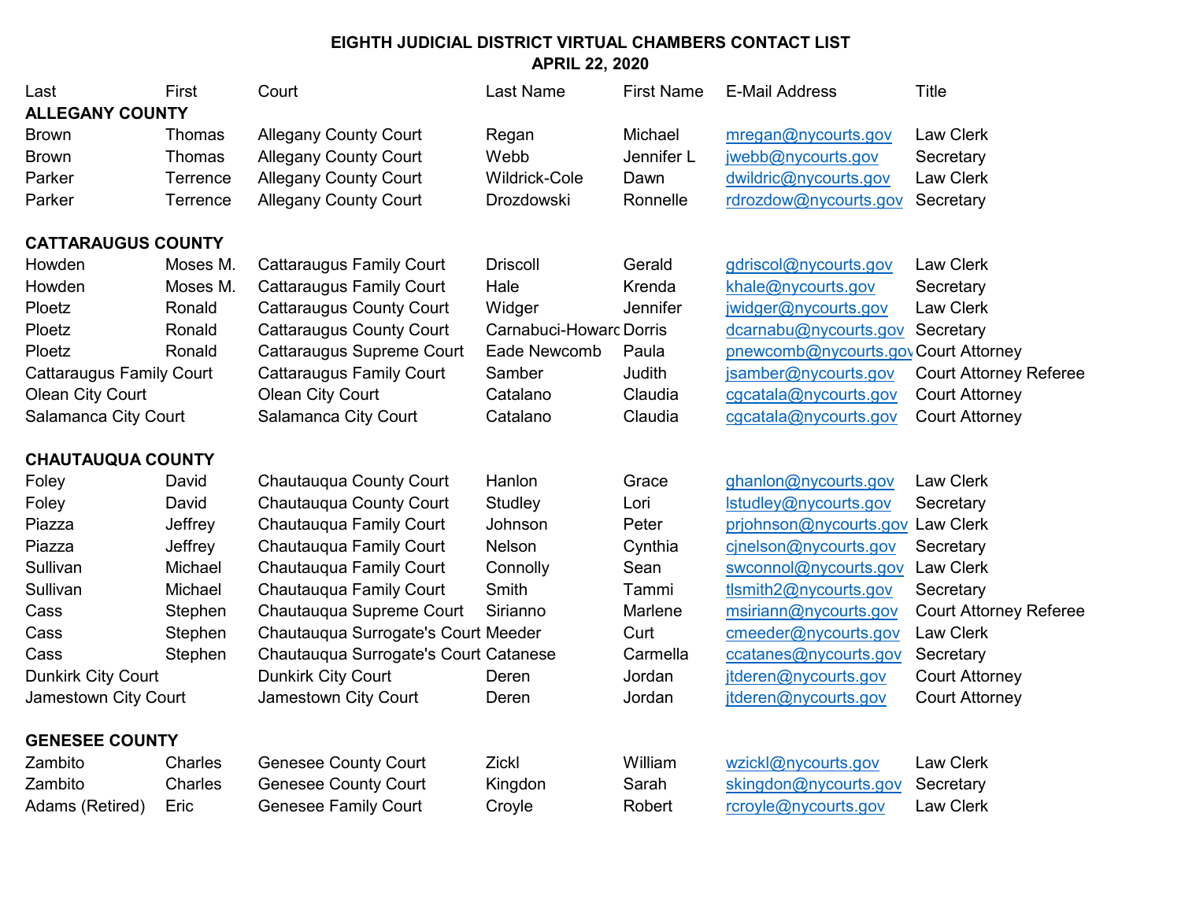**EIGHTH JUDICIAL DISTRICT VIRTUAL CHAMBERS CONTACT LIST**
**APRIL 22, 2020**

| Last | First | Court | Last Name | First Name | E-Mail Address | Title |
|---|---|---|---|---|---|---|
| **ALLEGANY COUNTY** | | | | | | |
| Brown | Thomas | Allegany County Court | Regan | Michael | mregan@nycourts.gov | Law Clerk |
| Brown | Thomas | Allegany County Court | Webb | Jennifer L | jwebb@nycourts.gov | Secretary |
| Parker | Terrence | Allegany County Court | Wildrick-Cole | Dawn | dwildric@nycourts.gov | Law Clerk |
| Parker | Terrence | Allegany County Court | Drozdowski | Ronnelle | rdrozdow@nycourts.gov | Secretary |
| **CATTARAUGUS COUNTY** | | | | | | |
| Howden | Moses M. | Cattaraugus Family Court | Driscoll | Gerald | gdriscol@nycourts.gov | Law Clerk |
| Howden | Moses M. | Cattaraugus Family Court | Hale | Krenda | khale@nycourts.gov | Secretary |
| Ploetz | Ronald | Cattaraugus County Court | Widger | Jennifer | jwidger@nycourts.gov | Law Clerk |
| Ploetz | Ronald | Cattaraugus County Court | Carnabuci-Howarc | Dorris | dcarnabu@nycourts.gov | Secretary |
| Ploetz | Ronald | Cattaraugus Supreme Court | Eade Newcomb | Paula | pnewcomb@nycourts.gov | Court Attorney |
| Cattaraugus Family Court | | Cattaraugus Family Court | Samber | Judith | jsamber@nycourts.gov | Court Attorney Referee |
| Olean City Court | | Olean City Court | Catalano | Claudia | cgcatala@nycourts.gov | Court Attorney |
| Salamanca City Court | | Salamanca City Court | Catalano | Claudia | cgcatala@nycourts.gov | Court Attorney |
| **CHAUTAUQUA COUNTY** | | | | | | |
| Foley | David | Chautauqua County Court | Hanlon | Grace | ghanlon@nycourts.gov | Law Clerk |
| Foley | David | Chautauqua County Court | Studley | Lori | lstudley@nycourts.gov | Secretary |
| Piazza | Jeffrey | Chautauqua Family Court | Johnson | Peter | prjohnson@nycourts.gov | Law Clerk |
| Piazza | Jeffrey | Chautauqua Family Court | Nelson | Cynthia | cjnelson@nycourts.gov | Secretary |
| Sullivan | Michael | Chautauqua Family Court | Connolly | Sean | swconnol@nycourts.gov | Law Clerk |
| Sullivan | Michael | Chautauqua Family Court | Smith | Tammi | tlsmith2@nycourts.gov | Secretary |
| Cass | Stephen | Chautauqua Supreme Court | Sirianno | Marlene | msiriann@nycourts.gov | Court Attorney Referee |
| Cass | Stephen | Chautauqua Surrogate's Court | Meeder | Curt | cmeeder@nycourts.gov | Law Clerk |
| Cass | Stephen | Chautauqua Surrogate's Court | Catanese | Carmella | ccatanes@nycourts.gov | Secretary |
| Dunkirk City Court | | Dunkirk City Court | Deren | Jordan | jtderen@nycourts.gov | Court Attorney |
| Jamestown City Court | | Jamestown City Court | Deren | Jordan | jtderen@nycourts.gov | Court Attorney |
| **GENESEE COUNTY** | | | | | | |
| Zambito | Charles | Genesee County Court | Zickl | William | wzickl@nycourts.gov | Law Clerk |
| Zambito | Charles | Genesee County Court | Kingdon | Sarah | skingdon@nycourts.gov | Secretary |
| Adams (Retired) | Eric | Genesee Family Court | Croyle | Robert | rcroyle@nycourts.gov | Law Clerk |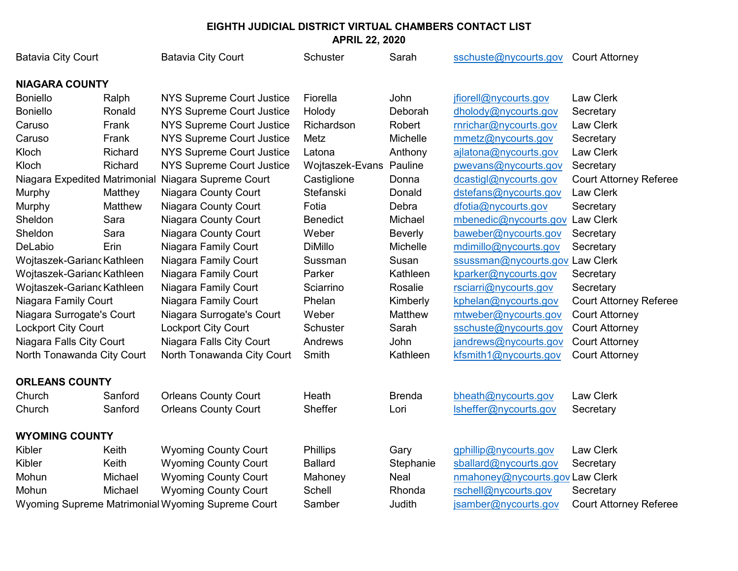**EIGHTH JUDICIAL DISTRICT VIRTUAL CHAMBERS CONTACT LIST**
**APRIL 22, 2020**

| | | | | | | |
|---|---|---|---|---|---|---|
| Batavia City Court | | Batavia City Court | Schuster | Sarah | sschuste@nycourts.gov | Court Attorney |
| | | | | | | |
| **NIAGARA COUNTY** | | | | | | |
| Boniello | Ralph | NYS Supreme Court Justice | Fiorella | John | jfiorell@nycourts.gov | Law Clerk |
| Boniello | Ronald | NYS Supreme Court Justice | Holody | Deborah | dholody@nycourts.gov | Secretary |
| Caruso | Frank | NYS Supreme Court Justice | Richardson | Robert | rnrichar@nycourts.gov | Law Clerk |
| Caruso | Frank | NYS Supreme Court Justice | Metz | Michelle | mmetz@nycourts.gov | Secretary |
| Kloch | Richard | NYS Supreme Court Justice | Latona | Anthony | ajlatona@nycourts.gov | Law Clerk |
| Kloch | Richard | NYS Supreme Court Justice | Wojtaszek-Evans | Pauline | pwevans@nycourts.gov | Secretary |
| Niagara Expedited | Matrimonial | Niagara Supreme Court | Castiglione | Donna | dcastigl@nycourts.gov | Court Attorney Referee |
| Murphy | Matthey | Niagara County Court | Stefanski | Donald | dstefans@nycourts.gov | Law Clerk |
| Murphy | Matthew | Niagara County Court | Fotia | Debra | dfotia@nycourts.gov | Secretary |
| Sheldon | Sara | Niagara County Court | Benedict | Michael | mbenedic@nycourts.gov | Law Clerk |
| Sheldon | Sara | Niagara County Court | Weber | Beverly | baweber@nycourts.gov | Secretary |
| DeLabio | Erin | Niagara Family Court | DiMillo | Michelle | mdimillo@nycourts.gov | Secretary |
| Wojtaszek-Gariano | Kathleen | Niagara Family Court | Sussman | Susan | ssussman@nycourts.gov | Law Clerk |
| Wojtaszek-Gariano | Kathleen | Niagara Family Court | Parker | Kathleen | kparker@nycourts.gov | Secretary |
| Wojtaszek-Gariano | Kathleen | Niagara Family Court | Sciarrino | Rosalie | rsciarri@nycourts.gov | Secretary |
| Niagara Family Court | | Niagara Family Court | Phelan | Kimberly | kphelan@nycourts.gov | Court Attorney Referee |
| Niagara Surrogate's Court | | Niagara Surrogate's Court | Weber | Matthew | mtweber@nycourts.gov | Court Attorney |
| Lockport City Court | | Lockport City Court | Schuster | Sarah | sschuste@nycourts.gov | Court Attorney |
| Niagara Falls City Court | | Niagara Falls City Court | Andrews | John | jandrews@nycourts.gov | Court Attorney |
| North Tonawanda City Court | | North Tonawanda City Court | Smith | Kathleen | kfsmith1@nycourts.gov | Court Attorney |
| | | | | | | |
| **ORLEANS COUNTY** | | | | | | |
| Church | Sanford | Orleans County Court | Heath | Brenda | bheath@nycourts.gov | Law Clerk |
| Church | Sanford | Orleans County Court | Sheffer | Lori | lsheffer@nycourts.gov | Secretary |
| | | | | | | |
| **WYOMING COUNTY** | | | | | | |
| Kibler | Keith | Wyoming County Court | Phillips | Gary | gphillip@nycourts.gov | Law Clerk |
| Kibler | Keith | Wyoming County Court | Ballard | Stephanie | sballard@nycourts.gov | Secretary |
| Mohun | Michael | Wyoming County Court | Mahoney | Neal | nmahoney@nycourts.gov | Law Clerk |
| Mohun | Michael | Wyoming County Court | Schell | Rhonda | rschell@nycourts.gov | Secretary |
| Wyoming Supreme | Matrimonial | Wyoming Supreme Court | Samber | Judith | jsamber@nycourts.gov | Court Attorney Referee |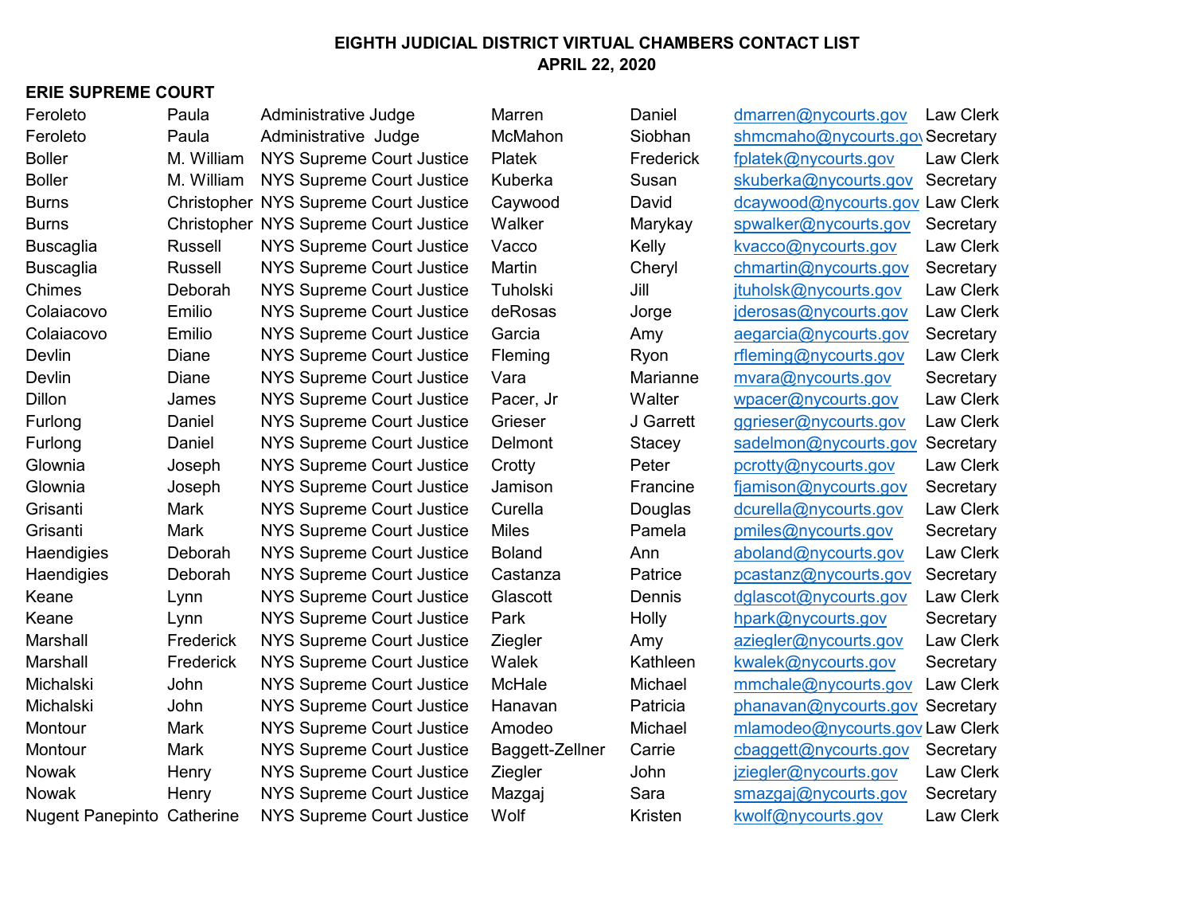**EIGHTH JUDICIAL DISTRICT VIRTUAL CHAMBERS CONTACT LIST**
**APRIL 22, 2020**

## ERIE SUPREME COURT

| | | | | | | |
|---|---|---|---|---|---|---|
| Feroleto | Paula | Administrative Judge | Marren | Daniel | dmarren@nycourts.gov | Law Clerk |
| Feroleto | Paula | Administrative Judge | McMahon | Siobhan | shmcmaho@nycourts.gov | Secretary |
| Boller | M. William | NYS Supreme Court Justice | Platek | Frederick | fplatek@nycourts.gov | Law Clerk |
| Boller | M. William | NYS Supreme Court Justice | Kuberka | Susan | skuberka@nycourts.gov | Secretary |
| Burns | Christopher | NYS Supreme Court Justice | Caywood | David | dcaywood@nycourts.gov | Law Clerk |
| Burns | Christopher | NYS Supreme Court Justice | Walker | Marykay | spwalker@nycourts.gov | Secretary |
| Buscaglia | Russell | NYS Supreme Court Justice | Vacco | Kelly | kvacco@nycourts.gov | Law Clerk |
| Buscaglia | Russell | NYS Supreme Court Justice | Martin | Cheryl | chmartin@nycourts.gov | Secretary |
| Chimes | Deborah | NYS Supreme Court Justice | Tuholski | Jill | jtuholsk@nycourts.gov | Law Clerk |
| Colaiacovo | Emilio | NYS Supreme Court Justice | deRosas | Jorge | jderosas@nycourts.gov | Law Clerk |
| Colaiacovo | Emilio | NYS Supreme Court Justice | Garcia | Amy | aegarcia@nycourts.gov | Secretary |
| Devlin | Diane | NYS Supreme Court Justice | Fleming | Ryon | rfleming@nycourts.gov | Law Clerk |
| Devlin | Diane | NYS Supreme Court Justice | Vara | Marianne | mvara@nycourts.gov | Secretary |
| Dillon | James | NYS Supreme Court Justice | Pacer, Jr | Walter | wpacer@nycourts.gov | Law Clerk |
| Furlong | Daniel | NYS Supreme Court Justice | Grieser | J Garrett | ggrieser@nycourts.gov | Law Clerk |
| Furlong | Daniel | NYS Supreme Court Justice | Delmont | Stacey | sadelmon@nycourts.gov | Secretary |
| Glownia | Joseph | NYS Supreme Court Justice | Crotty | Peter | pcrotty@nycourts.gov | Law Clerk |
| Glownia | Joseph | NYS Supreme Court Justice | Jamison | Francine | fjamison@nycourts.gov | Secretary |
| Grisanti | Mark | NYS Supreme Court Justice | Curella | Douglas | dcurella@nycourts.gov | Law Clerk |
| Grisanti | Mark | NYS Supreme Court Justice | Miles | Pamela | pmiles@nycourts.gov | Secretary |
| Haendigies | Deborah | NYS Supreme Court Justice | Boland | Ann | aboland@nycourts.gov | Law Clerk |
| Haendigies | Deborah | NYS Supreme Court Justice | Castanza | Patrice | pcastanz@nycourts.gov | Secretary |
| Keane | Lynn | NYS Supreme Court Justice | Glascott | Dennis | dglascot@nycourts.gov | Law Clerk |
| Keane | Lynn | NYS Supreme Court Justice | Park | Holly | hpark@nycourts.gov | Secretary |
| Marshall | Frederick | NYS Supreme Court Justice | Ziegler | Amy | aziegler@nycourts.gov | Law Clerk |
| Marshall | Frederick | NYS Supreme Court Justice | Walek | Kathleen | kwalek@nycourts.gov | Secretary |
| Michalski | John | NYS Supreme Court Justice | McHale | Michael | mmchale@nycourts.gov | Law Clerk |
| Michalski | John | NYS Supreme Court Justice | Hanavan | Patricia | phanavan@nycourts.gov | Secretary |
| Montour | Mark | NYS Supreme Court Justice | Amodeo | Michael | mlamodeo@nycourts.gov | Law Clerk |
| Montour | Mark | NYS Supreme Court Justice | Baggett-Zellner | Carrie | cbaggett@nycourts.gov | Secretary |
| Nowak | Henry | NYS Supreme Court Justice | Ziegler | John | jziegler@nycourts.gov | Law Clerk |
| Nowak | Henry | NYS Supreme Court Justice | Mazgaj | Sara | smazgaj@nycourts.gov | Secretary |
| Nugent Panepinto | Catherine | NYS Supreme Court Justice | Wolf | Kristen | kwolf@nycourts.gov | Law Clerk |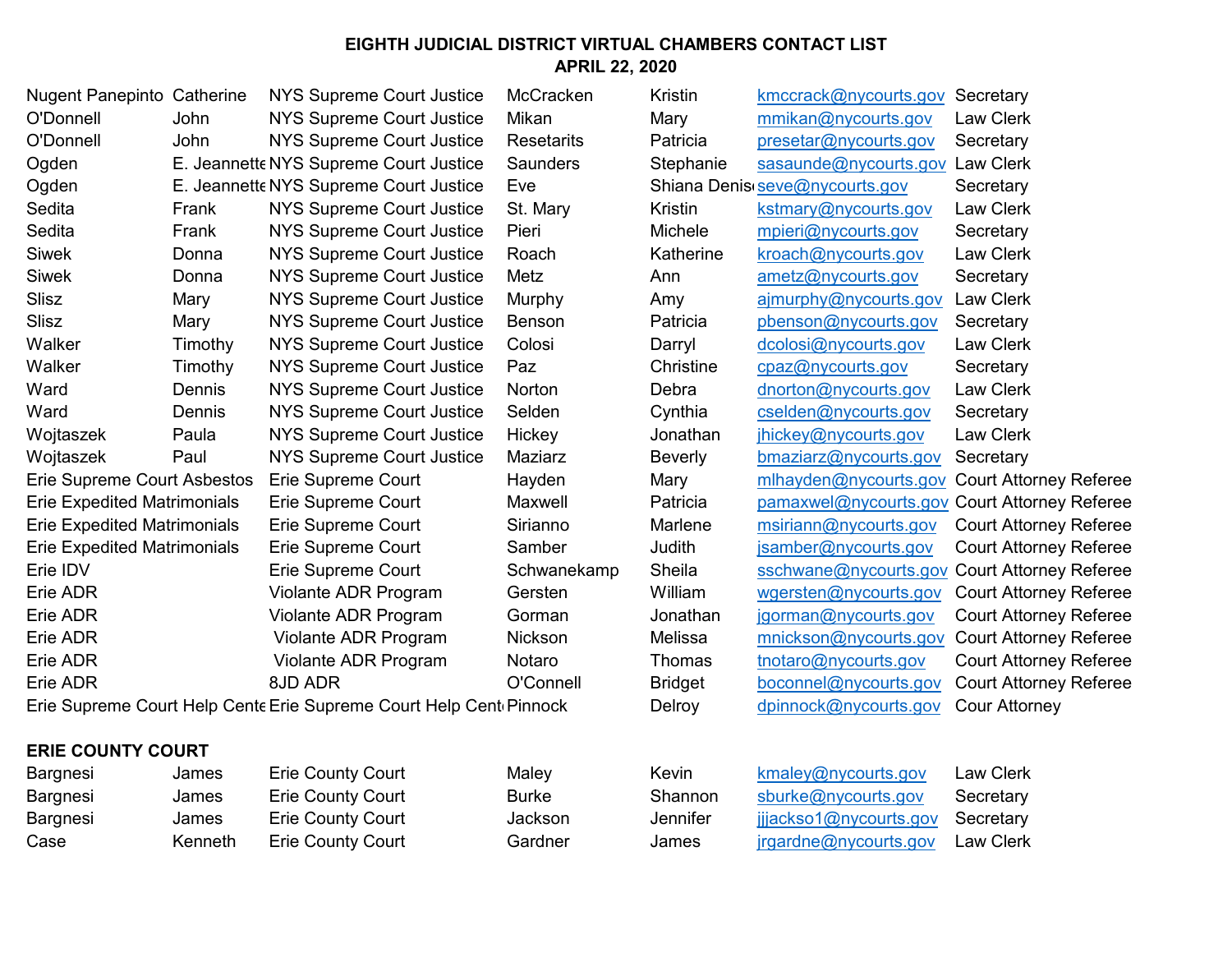# EIGHTH JUDICIAL DISTRICT VIRTUAL CHAMBERS CONTACT LIST
## APRIL 22, 2020

| | | | | | | |
|---|---|---|---|---|---|---|
| Nugent Panepinto | Catherine | NYS Supreme Court Justice | McCracken | Kristin | kmccrack@nycourts.gov | Secretary |
| O'Donnell | John | NYS Supreme Court Justice | Mikan | Mary | mmikan@nycourts.gov | Law Clerk |
| O'Donnell | John | NYS Supreme Court Justice | Resetarits | Patricia | presetar@nycourts.gov | Secretary |
| Ogden | E. Jeannette | NYS Supreme Court Justice | Saunders | Stephanie | sasaunde@nycourts.gov | Law Clerk |
| Ogden | E. Jeannette | NYS Supreme Court Justice | Eve | Shiana Denise | seve@nycourts.gov | Secretary |
| Sedita | Frank | NYS Supreme Court Justice | St. Mary | Kristin | kstmary@nycourts.gov | Law Clerk |
| Sedita | Frank | NYS Supreme Court Justice | Pieri | Michele | mpieri@nycourts.gov | Secretary |
| Siwek | Donna | NYS Supreme Court Justice | Roach | Katherine | kroach@nycourts.gov | Law Clerk |
| Siwek | Donna | NYS Supreme Court Justice | Metz | Ann | ametz@nycourts.gov | Secretary |
| Slisz | Mary | NYS Supreme Court Justice | Murphy | Amy | ajmurphy@nycourts.gov | Law Clerk |
| Slisz | Mary | NYS Supreme Court Justice | Benson | Patricia | pbenson@nycourts.gov | Secretary |
| Walker | Timothy | NYS Supreme Court Justice | Colosi | Darryl | dcolosi@nycourts.gov | Law Clerk |
| Walker | Timothy | NYS Supreme Court Justice | Paz | Christine | cpaz@nycourts.gov | Secretary |
| Ward | Dennis | NYS Supreme Court Justice | Norton | Debra | dnorton@nycourts.gov | Law Clerk |
| Ward | Dennis | NYS Supreme Court Justice | Selden | Cynthia | cselden@nycourts.gov | Secretary |
| Wojtaszek | Paula | NYS Supreme Court Justice | Hickey | Jonathan | jhickey@nycourts.gov | Law Clerk |
| Wojtaszek | Paul | NYS Supreme Court Justice | Maziarz | Beverly | bmaziarz@nycourts.gov | Secretary |
| Erie Supreme Court Asbestos | | Erie Supreme Court | Hayden | Mary | mlhayden@nycourts.gov | Court Attorney Referee |
| Erie Expedited Matrimonials | | Erie Supreme Court | Maxwell | Patricia | pamaxwel@nycourts.gov | Court Attorney Referee |
| Erie Expedited Matrimonials | | Erie Supreme Court | Sirianno | Marlene | msiriann@nycourts.gov | Court Attorney Referee |
| Erie Expedited Matrimonials | | Erie Supreme Court | Samber | Judith | jsamber@nycourts.gov | Court Attorney Referee |
| Erie IDV | | Erie Supreme Court | Schwanekamp | Sheila | sschwane@nycourts.gov | Court Attorney Referee |
| Erie ADR | | Violante ADR Program | Gersten | William | wgersten@nycourts.gov | Court Attorney Referee |
| Erie ADR | | Violante ADR Program | Gorman | Jonathan | jgorman@nycourts.gov | Court Attorney Referee |
| Erie ADR | | Violante ADR Program | Nickson | Melissa | mnickson@nycourts.gov | Court Attorney Referee |
| Erie ADR | | Violante ADR Program | Notaro | Thomas | tnotaro@nycourts.gov | Court Attorney Referee |
| Erie ADR | | 8JD ADR | O'Connell | Bridget | boconnel@nycourts.gov | Court Attorney Referee |
| Erie Supreme Court Help Cente | | Erie Supreme Court Help Cent | Pinnock | Delroy | dpinnock@nycourts.gov | Cour Attorney |

**ERIE COUNTY COURT**

| | | | | | | |
|---|---|---|---|---|---|---|
| Bargnesi | James | Erie County Court | Maley | Kevin | kmaley@nycourts.gov | Law Clerk |
| Bargnesi | James | Erie County Court | Burke | Shannon | sburke@nycourts.gov | Secretary |
| Bargnesi | James | Erie County Court | Jackson | Jennifer | jjjackso1@nycourts.gov | Secretary |
| Case | Kenneth | Erie County Court | Gardner | James | jrgardne@nycourts.gov | Law Clerk |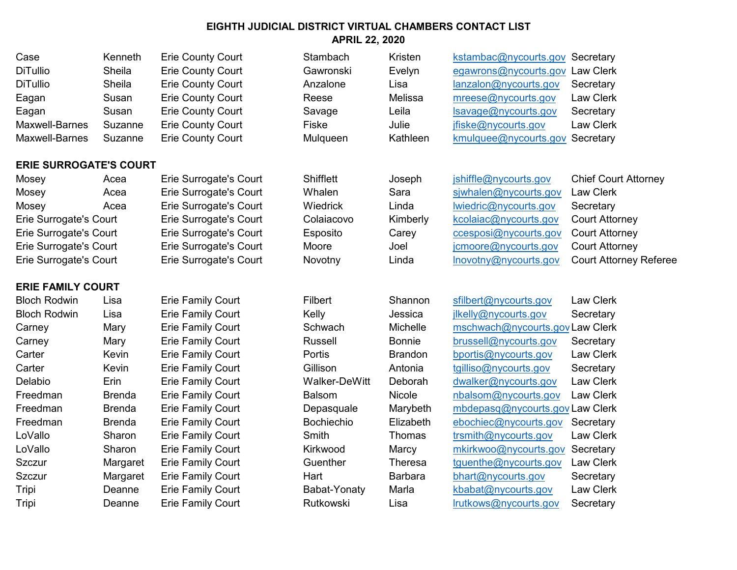# EIGHTH JUDICIAL DISTRICT VIRTUAL CHAMBERS CONTACT LIST
## APRIL 22, 2020

| | | | | | | |
|---|---|---|---|---|---|---|
| Case | Kenneth | Erie County Court | Stambach | Kristen | kstambac@nycourts.gov | Secretary |
| DiTullio | Sheila | Erie County Court | Gawronski | Evelyn | egawrons@nycourts.gov | Law Clerk |
| DiTullio | Sheila | Erie County Court | Anzalone | Lisa | lanzalon@nycourts.gov | Secretary |
| Eagan | Susan | Erie County Court | Reese | Melissa | mreese@nycourts.gov | Law Clerk |
| Eagan | Susan | Erie County Court | Savage | Leila | lsavage@nycourts.gov | Secretary |
| Maxwell-Barnes | Suzanne | Erie County Court | Fiske | Julie | jfiske@nycourts.gov | Law Clerk |
| Maxwell-Barnes | Suzanne | Erie County Court | Mulqueen | Kathleen | kmulquee@nycourts.gov | Secretary |

**ERIE SURROGATE'S COURT**

| | | | | | | |
|---|---|---|---|---|---|---|
| Mosey | Acea | Erie Surrogate's Court | Shifflett | Joseph | jshiffle@nycourts.gov | Chief Court Attorney |
| Mosey | Acea | Erie Surrogate's Court | Whalen | Sara | sjwhalen@nycourts.gov | Law Clerk |
| Mosey | Acea | Erie Surrogate's Court | Wiedrick | Linda | lwiedric@nycourts.gov | Secretary |
| Erie Surrogate's Court | | Erie Surrogate's Court | Colaiacovo | Kimberly | kcolaiac@nycourts.gov | Court Attorney |
| Erie Surrogate's Court | | Erie Surrogate's Court | Esposito | Carey | ccesposi@nycourts.gov | Court Attorney |
| Erie Surrogate's Court | | Erie Surrogate's Court | Moore | Joel | jcmoore@nycourts.gov | Court Attorney |
| Erie Surrogate's Court | | Erie Surrogate's Court | Novotny | Linda | lnovotny@nycourts.gov | Court Attorney Referee |

**ERIE FAMILY COURT**

| | | | | | | |
|---|---|---|---|---|---|---|
| Bloch Rodwin | Lisa | Erie Family Court | Filbert | Shannon | sfilbert@nycourts.gov | Law Clerk |
| Bloch Rodwin | Lisa | Erie Family Court | Kelly | Jessica | jlkelly@nycourts.gov | Secretary |
| Carney | Mary | Erie Family Court | Schwach | Michelle | mschwach@nycourts.gov | Law Clerk |
| Carney | Mary | Erie Family Court | Russell | Bonnie | brussell@nycourts.gov | Secretary |
| Carter | Kevin | Erie Family Court | Portis | Brandon | bportis@nycourts.gov | Law Clerk |
| Carter | Kevin | Erie Family Court | Gillison | Antonia | tgilliso@nycourts.gov | Secretary |
| Delabio | Erin | Erie Family Court | Walker-DeWitt | Deborah | dwalker@nycourts.gov | Law Clerk |
| Freedman | Brenda | Erie Family Court | Balsom | Nicole | nbalsom@nycourts.gov | Law Clerk |
| Freedman | Brenda | Erie Family Court | Depasquale | Marybeth | mbdepasq@nycourts.gov | Law Clerk |
| Freedman | Brenda | Erie Family Court | Bochiechio | Elizabeth | ebochiec@nycourts.gov | Secretary |
| LoVallo | Sharon | Erie Family Court | Smith | Thomas | trsmith@nycourts.gov | Law Clerk |
| LoVallo | Sharon | Erie Family Court | Kirkwood | Marcy | mkirkwoo@nycourts.gov | Secretary |
| Szczur | Margaret | Erie Family Court | Guenther | Theresa | tguenthe@nycourts.gov | Law Clerk |
| Szczur | Margaret | Erie Family Court | Hart | Barbara | bhart@nycourts.gov | Secretary |
| Tripi | Deanne | Erie Family Court | Babat-Yonaty | Marla | kbabat@nycourts.gov | Law Clerk |
| Tripi | Deanne | Erie Family Court | Rutkowski | Lisa | lrutkows@nycourts.gov | Secretary |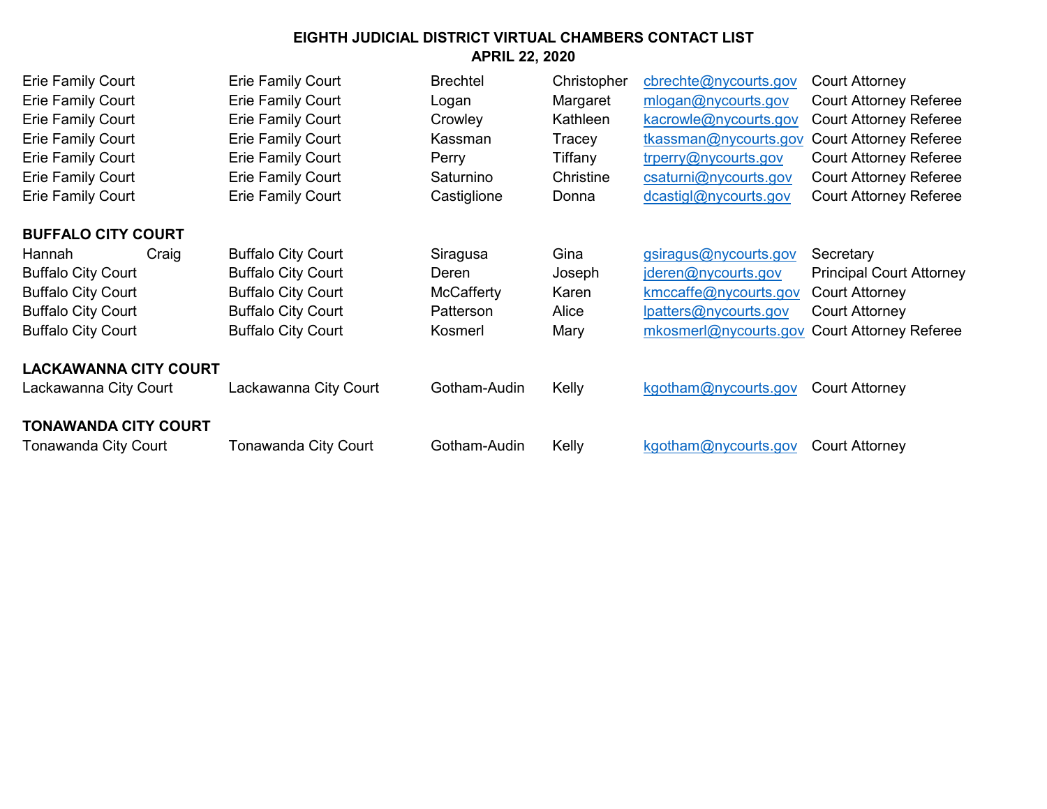**EIGHTH JUDICIAL DISTRICT VIRTUAL CHAMBERS CONTACT LIST**
**APRIL 22, 2020**

| | | | | | | |
|---|---|---|---|---|---|---|
| Erie Family Court | | Erie Family Court | Brechtel | Christopher | cbrechte@nycourts.gov | Court Attorney |
| Erie Family Court | | Erie Family Court | Logan | Margaret | mlogan@nycourts.gov | Court Attorney Referee |
| Erie Family Court | | Erie Family Court | Crowley | Kathleen | kacrowle@nycourts.gov | Court Attorney Referee |
| Erie Family Court | | Erie Family Court | Kassman | Tracey | tkassman@nycourts.gov | Court Attorney Referee |
| Erie Family Court | | Erie Family Court | Perry | Tiffany | trperry@nycourts.gov | Court Attorney Referee |
| Erie Family Court | | Erie Family Court | Saturnino | Christine | csaturni@nycourts.gov | Court Attorney Referee |
| Erie Family Court | | Erie Family Court | Castiglione | Donna | dcastigl@nycourts.gov | Court Attorney Referee |
| **BUFFALO CITY COURT** | | | | | | |
| Hannah | Craig | Buffalo City Court | Siragusa | Gina | gsiragus@nycourts.gov | Secretary |
| Buffalo City Court | | Buffalo City Court | Deren | Joseph | jderen@nycourts.gov | Principal Court Attorney |
| Buffalo City Court | | Buffalo City Court | McCafferty | Karen | kmccaffe@nycourts.gov | Court Attorney |
| Buffalo City Court | | Buffalo City Court | Patterson | Alice | lpatters@nycourts.gov | Court Attorney |
| Buffalo City Court | | Buffalo City Court | Kosmerl | Mary | mkosmerl@nycourts.gov | Court Attorney Referee |
| **LACKAWANNA CITY COURT** | | | | | | |
| Lackawanna City Court | | Lackawanna City Court | Gotham-Audin | Kelly | kgotham@nycourts.gov | Court Attorney |
| **TONAWANDA CITY COURT** | | | | | | |
| Tonawanda City Court | | Tonawanda City Court | Gotham-Audin | Kelly | kgotham@nycourts.gov | Court Attorney |